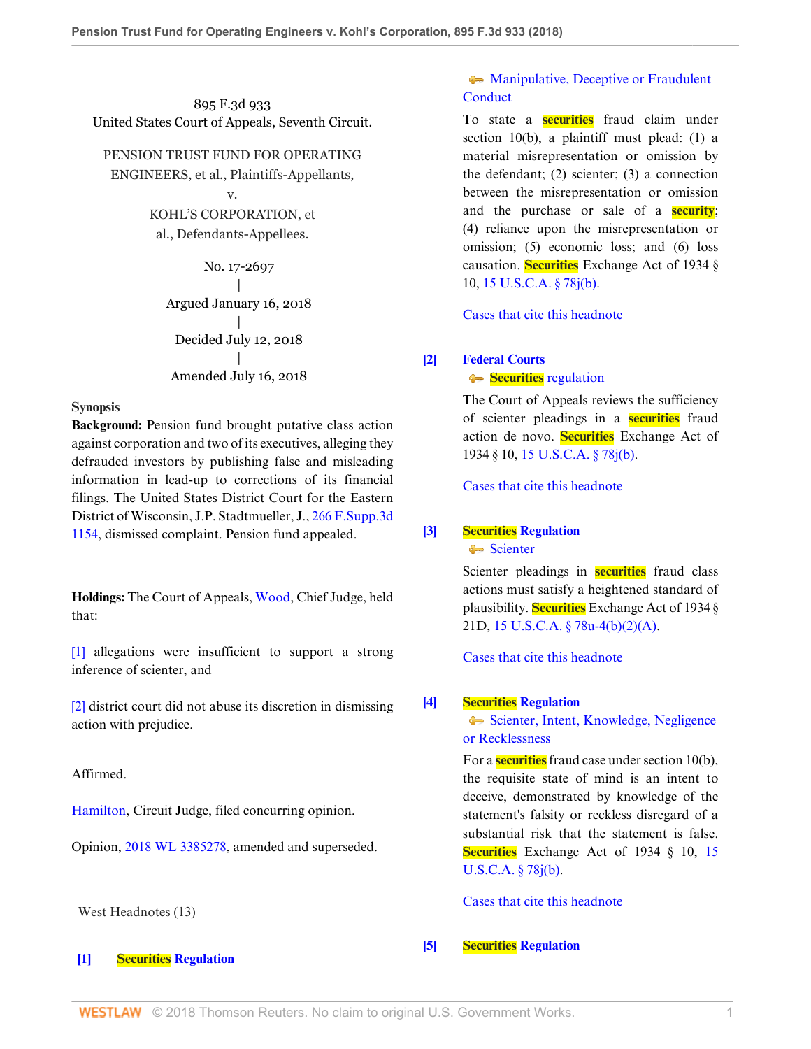895 F.3d 933
United States Court of Appeals, Seventh Circuit.

PENSION TRUST FUND FOR OPERATING ENGINEERS, et al., Plaintiffs-Appellants,
v.
KOHL'S CORPORATION, et al., Defendants-Appellees.

No. 17-2697
|
Argued January 16, 2018
|
Decided July 12, 2018
|
Amended July 16, 2018

**Synopsis**

**Background:** Pension fund brought putative class action against corporation and two of its executives, alleging they defrauded investors by publishing false and misleading information in lead-up to corrections of its financial filings. The United States District Court for the Eastern District of Wisconsin, J.P. Stadtmueller, J., 266 F.Supp.3d 1154, dismissed complaint. Pension fund appealed.

**Holdings:** The Court of Appeals, Wood, Chief Judge, held that:

[1] allegations were insufficient to support a strong inference of scienter, and

[2] district court did not abuse its discretion in dismissing action with prejudice.

Affirmed.

Hamilton, Circuit Judge, filed concurring opinion.

Opinion, 2018 WL 3385278, amended and superseded.

West Headnotes (13)

**[1] Securities Regulation**

Manipulative, Deceptive or Fraudulent Conduct

To state a securities fraud claim under section 10(b), a plaintiff must plead: (1) a material misrepresentation or omission by the defendant; (2) scienter; (3) a connection between the misrepresentation or omission and the purchase or sale of a security; (4) reliance upon the misrepresentation or omission; (5) economic loss; and (6) loss causation. Securities Exchange Act of 1934 § 10, 15 U.S.C.A. § 78j(b).

Cases that cite this headnote

**[2] Federal Courts**

Securities regulation

The Court of Appeals reviews the sufficiency of scienter pleadings in a securities fraud action de novo. Securities Exchange Act of 1934 § 10, 15 U.S.C.A. § 78j(b).

Cases that cite this headnote

**[3] Securities Regulation**

Scienter

Scienter pleadings in securities fraud class actions must satisfy a heightened standard of plausibility. Securities Exchange Act of 1934 § 21D, 15 U.S.C.A. § 78u-4(b)(2)(A).

Cases that cite this headnote

**[4] Securities Regulation**

Scienter, Intent, Knowledge, Negligence or Recklessness

For a securities fraud case under section 10(b), the requisite state of mind is an intent to deceive, demonstrated by knowledge of the statement's falsity or reckless disregard of a substantial risk that the statement is false. Securities Exchange Act of 1934 § 10, 15 U.S.C.A. § 78j(b).

Cases that cite this headnote

**[5] Securities Regulation**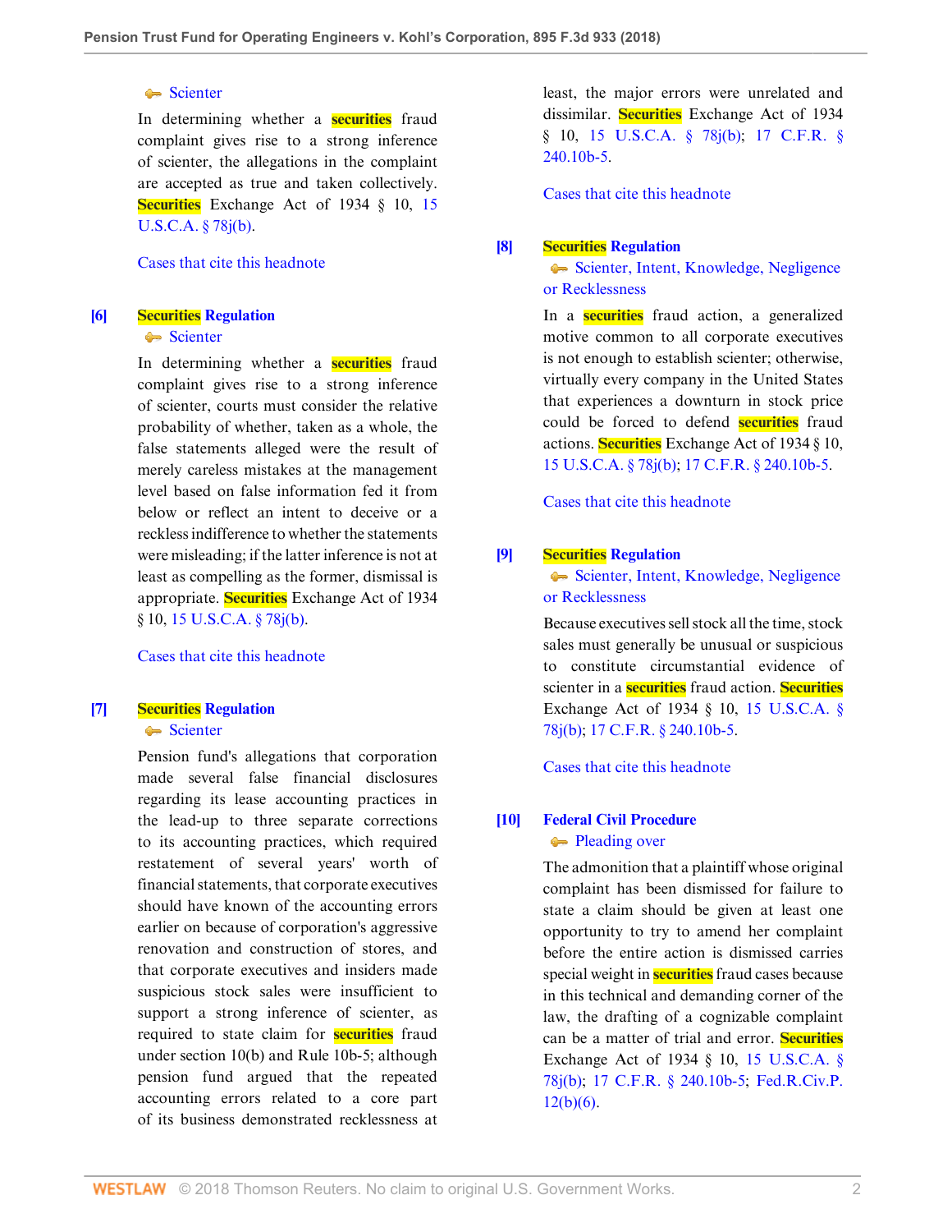Scienter

In determining whether a securities fraud complaint gives rise to a strong inference of scienter, the allegations in the complaint are accepted as true and taken collectively. Securities Exchange Act of 1934 § 10, 15 U.S.C.A. § 78j(b).

Cases that cite this headnote

**[6]** **Securities Regulation**
Scienter

In determining whether a securities fraud complaint gives rise to a strong inference of scienter, courts must consider the relative probability of whether, taken as a whole, the false statements alleged were the result of merely careless mistakes at the management level based on false information fed it from below or reflect an intent to deceive or a reckless indifference to whether the statements were misleading; if the latter inference is not at least as compelling as the former, dismissal is appropriate. Securities Exchange Act of 1934 § 10, 15 U.S.C.A. § 78j(b).

Cases that cite this headnote

**[7]** **Securities Regulation**
Scienter

Pension fund's allegations that corporation made several false financial disclosures regarding its lease accounting practices in the lead-up to three separate corrections to its accounting practices, which required restatement of several years' worth of financial statements, that corporate executives should have known of the accounting errors earlier on because of corporation's aggressive renovation and construction of stores, and that corporate executives and insiders made suspicious stock sales were insufficient to support a strong inference of scienter, as required to state claim for securities fraud under section 10(b) and Rule 10b-5; although pension fund argued that the repeated accounting errors related to a core part of its business demonstrated recklessness at least, the major errors were unrelated and dissimilar. Securities Exchange Act of 1934 § 10, 15 U.S.C.A. § 78j(b); 17 C.F.R. § 240.10b-5.

Cases that cite this headnote

**[8]** **Securities Regulation**
Scienter, Intent, Knowledge, Negligence or Recklessness

In a securities fraud action, a generalized motive common to all corporate executives is not enough to establish scienter; otherwise, virtually every company in the United States that experiences a downturn in stock price could be forced to defend securities fraud actions. Securities Exchange Act of 1934 § 10, 15 U.S.C.A. § 78j(b); 17 C.F.R. § 240.10b-5.

Cases that cite this headnote

**[9]** **Securities Regulation**
Scienter, Intent, Knowledge, Negligence or Recklessness

Because executives sell stock all the time, stock sales must generally be unusual or suspicious to constitute circumstantial evidence of scienter in a securities fraud action. Securities Exchange Act of 1934 § 10, 15 U.S.C.A. § 78j(b); 17 C.F.R. § 240.10b-5.

Cases that cite this headnote

**[10]** **Federal Civil Procedure**
Pleading over

The admonition that a plaintiff whose original complaint has been dismissed for failure to state a claim should be given at least one opportunity to try to amend her complaint before the entire action is dismissed carries special weight in securities fraud cases because in this technical and demanding corner of the law, the drafting of a cognizable complaint can be a matter of trial and error. Securities Exchange Act of 1934 § 10, 15 U.S.C.A. § 78j(b); 17 C.F.R. § 240.10b-5; Fed.R.Civ.P. 12(b)(6).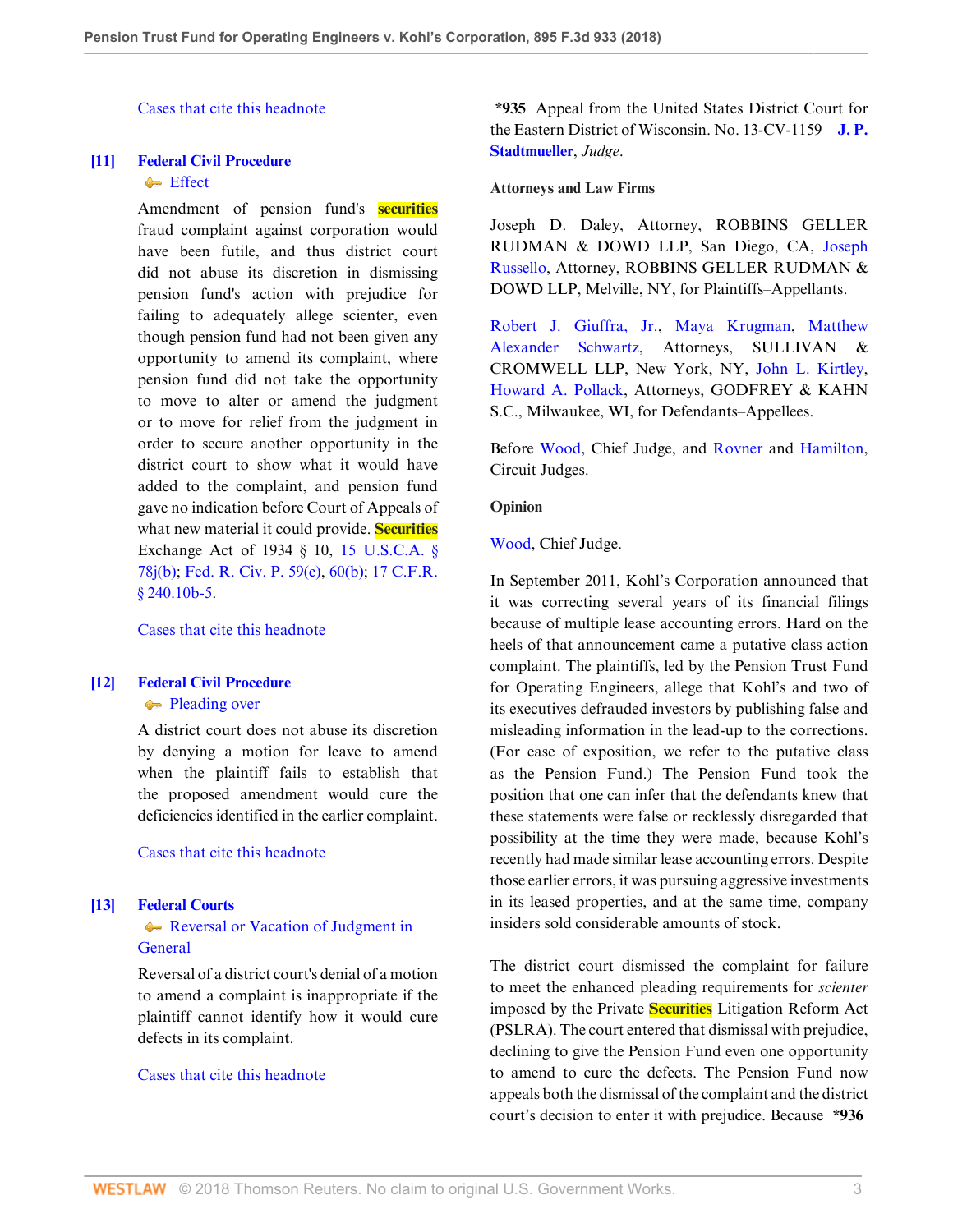Cases that cite this headnote

**[11]** **Federal Civil Procedure**
Effect

Amendment of pension fund's securities fraud complaint against corporation would have been futile, and thus district court did not abuse its discretion in dismissing pension fund's action with prejudice for failing to adequately allege scienter, even though pension fund had not been given any opportunity to amend its complaint, where pension fund did not take the opportunity to move to alter or amend the judgment or to move for relief from the judgment in order to secure another opportunity in the district court to show what it would have added to the complaint, and pension fund gave no indication before Court of Appeals of what new material it could provide. Securities Exchange Act of 1934 § 10, 15 U.S.C.A. § 78j(b); Fed. R. Civ. P. 59(e), 60(b); 17 C.F.R. § 240.10b-5.

Cases that cite this headnote

**[12]** **Federal Civil Procedure**
Pleading over

A district court does not abuse its discretion by denying a motion for leave to amend when the plaintiff fails to establish that the proposed amendment would cure the deficiencies identified in the earlier complaint.

Cases that cite this headnote

**[13]** **Federal Courts**
Reversal or Vacation of Judgment in General

Reversal of a district court's denial of a motion to amend a complaint is inappropriate if the plaintiff cannot identify how it would cure defects in its complaint.

Cases that cite this headnote

**\*935** Appeal from the United States District Court for the Eastern District of Wisconsin. No. 13-CV-1159—**J. P. Stadtmueller**, *Judge*.

**Attorneys and Law Firms**

Joseph D. Daley, Attorney, ROBBINS GELLER RUDMAN & DOWD LLP, San Diego, CA, Joseph Russello, Attorney, ROBBINS GELLER RUDMAN & DOWD LLP, Melville, NY, for Plaintiffs–Appellants.

Robert J. Giuffra, Jr., Maya Krugman, Matthew Alexander Schwartz, Attorneys, SULLIVAN & CROMWELL LLP, New York, NY, John L. Kirtley, Howard A. Pollack, Attorneys, GODFREY & KAHN S.C., Milwaukee, WI, for Defendants–Appellees.

Before Wood, Chief Judge, and Rovner and Hamilton, Circuit Judges.

**Opinion**

Wood, Chief Judge.

In September 2011, Kohl's Corporation announced that it was correcting several years of its financial filings because of multiple lease accounting errors. Hard on the heels of that announcement came a putative class action complaint. The plaintiffs, led by the Pension Trust Fund for Operating Engineers, allege that Kohl's and two of its executives defrauded investors by publishing false and misleading information in the lead-up to the corrections. (For ease of exposition, we refer to the putative class as the Pension Fund.) The Pension Fund took the position that one can infer that the defendants knew that these statements were false or recklessly disregarded that possibility at the time they were made, because Kohl's recently had made similar lease accounting errors. Despite those earlier errors, it was pursuing aggressive investments in its leased properties, and at the same time, company insiders sold considerable amounts of stock.

The district court dismissed the complaint for failure to meet the enhanced pleading requirements for *scienter* imposed by the Private Securities Litigation Reform Act (PSLRA). The court entered that dismissal with prejudice, declining to give the Pension Fund even one opportunity to amend to cure the defects. The Pension Fund now appeals both the dismissal of the complaint and the district court's decision to enter it with prejudice. Because **\*936**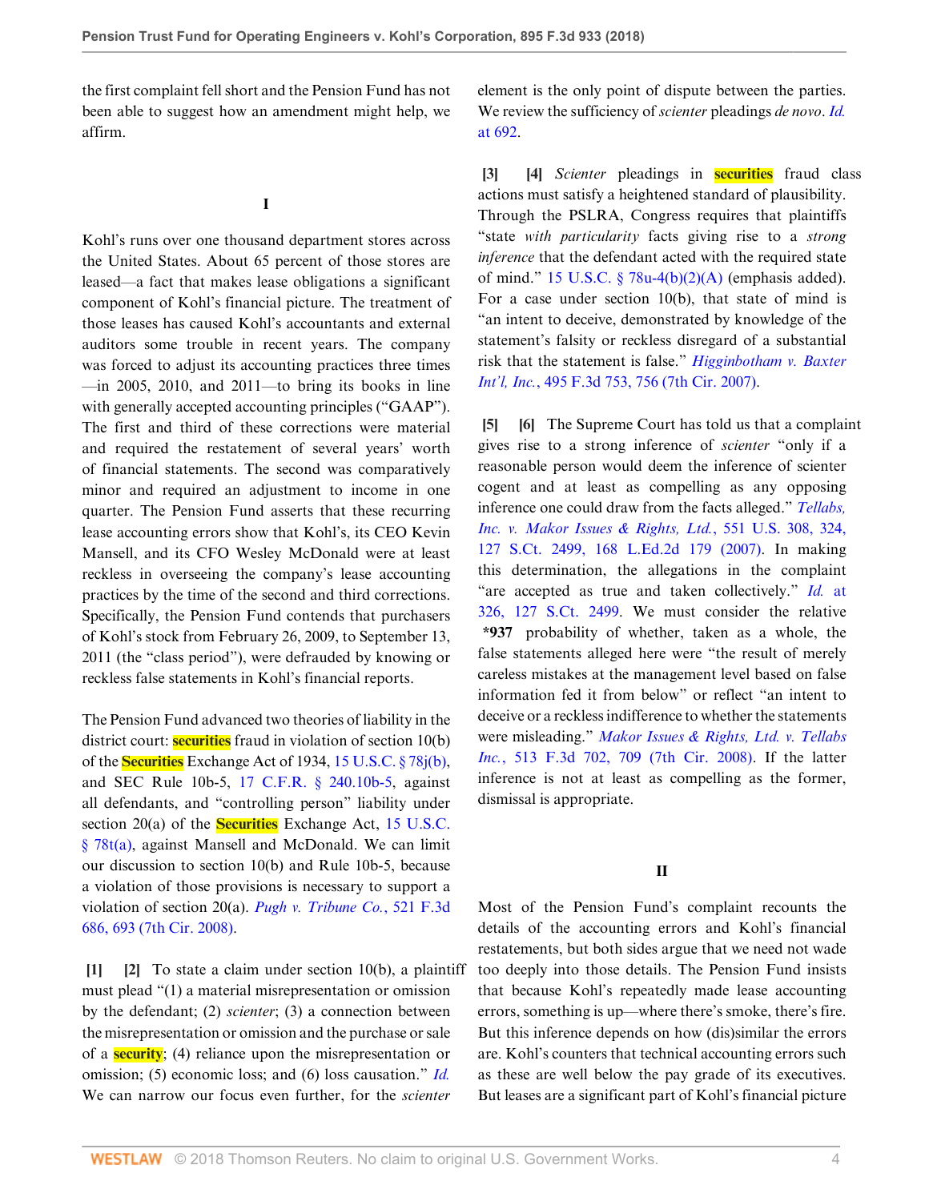the first complaint fell short and the Pension Fund has not been able to suggest how an amendment might help, we affirm.

## I

Kohl's runs over one thousand department stores across the United States. About 65 percent of those stores are leased—a fact that makes lease obligations a significant component of Kohl's financial picture. The treatment of those leases has caused Kohl's accountants and external auditors some trouble in recent years. The company was forced to adjust its accounting practices three times —in 2005, 2010, and 2011—to bring its books in line with generally accepted accounting principles ("GAAP"). The first and third of these corrections were material and required the restatement of several years' worth of financial statements. The second was comparatively minor and required an adjustment to income in one quarter. The Pension Fund asserts that these recurring lease accounting errors show that Kohl's, its CEO Kevin Mansell, and its CFO Wesley McDonald were at least reckless in overseeing the company's lease accounting practices by the time of the second and third corrections. Specifically, the Pension Fund contends that purchasers of Kohl's stock from February 26, 2009, to September 13, 2011 (the "class period"), were defrauded by knowing or reckless false statements in Kohl's financial reports.

The Pension Fund advanced two theories of liability in the district court: securities fraud in violation of section 10(b) of the Securities Exchange Act of 1934, 15 U.S.C. § 78j(b), and SEC Rule 10b-5, 17 C.F.R. § 240.10b-5, against all defendants, and "controlling person" liability under section 20(a) of the Securities Exchange Act, 15 U.S.C. § 78t(a), against Mansell and McDonald. We can limit our discussion to section 10(b) and Rule 10b-5, because a violation of those provisions is necessary to support a violation of section 20(a). *Pugh v. Tribune Co.*, 521 F.3d 686, 693 (7th Cir. 2008).

**[1] [2]** To state a claim under section 10(b), a plaintiff must plead "(1) a material misrepresentation or omission by the defendant; (2) *scienter*; (3) a connection between the misrepresentation or omission and the purchase or sale of a security; (4) reliance upon the misrepresentation or omission; (5) economic loss; and (6) loss causation." *Id.* We can narrow our focus even further, for the *scienter* element is the only point of dispute between the parties. We review the sufficiency of *scienter* pleadings *de novo*. *Id.* at 692.

**[3] [4]** *Scienter* pleadings in securities fraud class actions must satisfy a heightened standard of plausibility. Through the PSLRA, Congress requires that plaintiffs "state *with particularity* facts giving rise to a *strong inference* that the defendant acted with the required state of mind." 15 U.S.C. § 78u-4(b)(2)(A) (emphasis added). For a case under section 10(b), that state of mind is "an intent to deceive, demonstrated by knowledge of the statement's falsity or reckless disregard of a substantial risk that the statement is false." *Higginbotham v. Baxter Int'l, Inc.*, 495 F.3d 753, 756 (7th Cir. 2007).

**[5] [6]** The Supreme Court has told us that a complaint gives rise to a strong inference of *scienter* "only if a reasonable person would deem the inference of scienter cogent and at least as compelling as any opposing inference one could draw from the facts alleged." *Tellabs, Inc. v. Makor Issues & Rights, Ltd.*, 551 U.S. 308, 324, 127 S.Ct. 2499, 168 L.Ed.2d 179 (2007). In making this determination, the allegations in the complaint "are accepted as true and taken collectively." *Id.* at 326, 127 S.Ct. 2499. We must consider the relative **\*937** probability of whether, taken as a whole, the false statements alleged here were "the result of merely careless mistakes at the management level based on false information fed it from below" or reflect "an intent to deceive or a reckless indifference to whether the statements were misleading." *Makor Issues & Rights, Ltd. v. Tellabs Inc.*, 513 F.3d 702, 709 (7th Cir. 2008). If the latter inference is not at least as compelling as the former, dismissal is appropriate.

## II

Most of the Pension Fund's complaint recounts the details of the accounting errors and Kohl's financial restatements, but both sides argue that we need not wade too deeply into those details. The Pension Fund insists that because Kohl's repeatedly made lease accounting errors, something is up—where there's smoke, there's fire. But this inference depends on how (dis)similar the errors are. Kohl's counters that technical accounting errors such as these are well below the pay grade of its executives. But leases are a significant part of Kohl's financial picture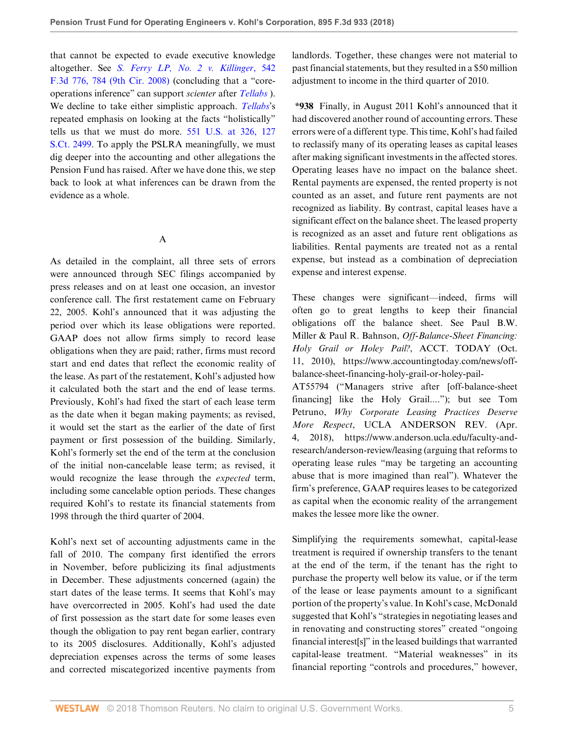that cannot be expected to evade executive knowledge altogether. See *S. Ferry LP, No. 2 v. Killinger*, 542 F.3d 776, 784 (9th Cir. 2008) (concluding that a "core-operations inference" can support *scienter* after *Tellabs* ). We decline to take either simplistic approach. *Tellabs*'s repeated emphasis on looking at the facts "holistically" tells us that we must do more. 551 U.S. at 326, 127 S.Ct. 2499. To apply the PSLRA meaningfully, we must dig deeper into the accounting and other allegations the Pension Fund has raised. After we have done this, we step back to look at what inferences can be drawn from the evidence as a whole.

## A

As detailed in the complaint, all three sets of errors were announced through SEC filings accompanied by press releases and on at least one occasion, an investor conference call. The first restatement came on February 22, 2005. Kohl's announced that it was adjusting the period over which its lease obligations were reported. GAAP does not allow firms simply to record lease obligations when they are paid; rather, firms must record start and end dates that reflect the economic reality of the lease. As part of the restatement, Kohl's adjusted how it calculated both the start and the end of lease terms. Previously, Kohl's had fixed the start of each lease term as the date when it began making payments; as revised, it would set the start as the earlier of the date of first payment or first possession of the building. Similarly, Kohl's formerly set the end of the term at the conclusion of the initial non-cancelable lease term; as revised, it would recognize the lease through the *expected* term, including some cancelable option periods. These changes required Kohl's to restate its financial statements from 1998 through the third quarter of 2004.

Kohl's next set of accounting adjustments came in the fall of 2010. The company first identified the errors in November, before publicizing its final adjustments in December. These adjustments concerned (again) the start dates of the lease terms. It seems that Kohl's may have overcorrected in 2005. Kohl's had used the date of first possession as the start date for some leases even though the obligation to pay rent began earlier, contrary to its 2005 disclosures. Additionally, Kohl's adjusted depreciation expenses across the terms of some leases and corrected miscategorized incentive payments from landlords. Together, these changes were not material to past financial statements, but they resulted in a $50 million adjustment to income in the third quarter of 2010.

**\*938** Finally, in August 2011 Kohl's announced that it had discovered another round of accounting errors. These errors were of a different type. This time, Kohl's had failed to reclassify many of its operating leases as capital leases after making significant investments in the affected stores. Operating leases have no impact on the balance sheet. Rental payments are expensed, the rented property is not counted as an asset, and future rent payments are not recognized as liability. By contrast, capital leases have a significant effect on the balance sheet. The leased property is recognized as an asset and future rent obligations as liabilities. Rental payments are treated not as a rental expense, but instead as a combination of depreciation expense and interest expense.

These changes were significant—indeed, firms will often go to great lengths to keep their financial obligations off the balance sheet. See Paul B.W. Miller & Paul R. Bahnson, *Off-Balance-Sheet Financing: Holy Grail or Holey Pail?*, ACCT. TODAY (Oct. 11, 2010), https://www.accountingtoday.com/news/off-balance-sheet-financing-holy-grail-or-holey-pail-AT55794 ("Managers strive after [off-balance-sheet financing] like the Holy Grail...."); but see Tom Petruno, *Why Corporate Leasing Practices Deserve More Respect*, UCLA ANDERSON REV. (Apr. 4, 2018), https://www.anderson.ucla.edu/faculty-and-research/anderson-review/leasing (arguing that reforms to operating lease rules "may be targeting an accounting abuse that is more imagined than real"). Whatever the firm's preference, GAAP requires leases to be categorized as capital when the economic reality of the arrangement makes the lessee more like the owner.

Simplifying the requirements somewhat, capital-lease treatment is required if ownership transfers to the tenant at the end of the term, if the tenant has the right to purchase the property well below its value, or if the term of the lease or lease payments amount to a significant portion of the property's value. In Kohl's case, McDonald suggested that Kohl's "strategies in negotiating leases and in renovating and constructing stores" created "ongoing financial interest[s]" in the leased buildings that warranted capital-lease treatment. "Material weaknesses" in its financial reporting "controls and procedures," however,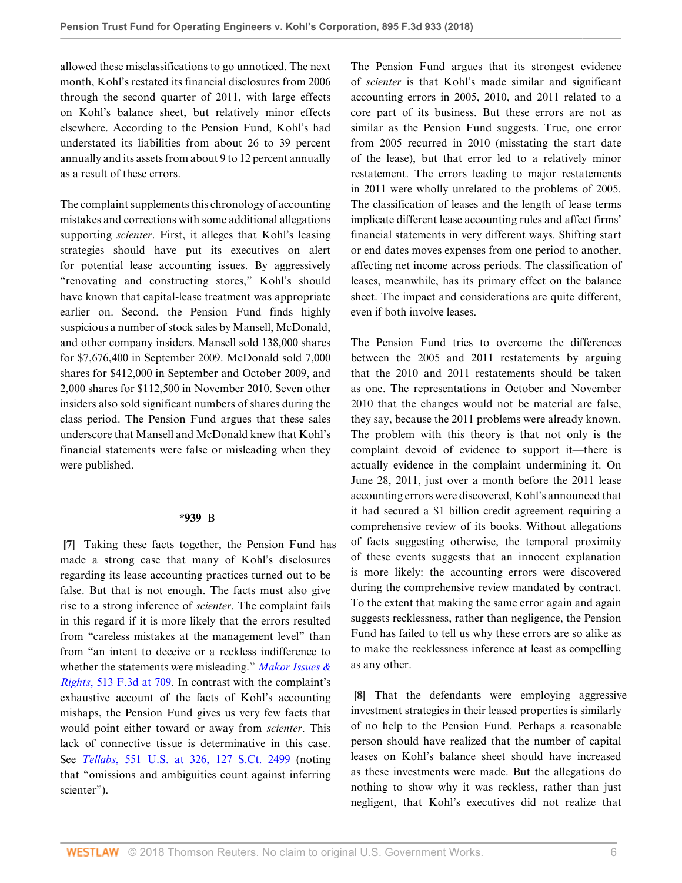allowed these misclassifications to go unnoticed. The next month, Kohl's restated its financial disclosures from 2006 through the second quarter of 2011, with large effects on Kohl's balance sheet, but relatively minor effects elsewhere. According to the Pension Fund, Kohl's had understated its liabilities from about 26 to 39 percent annually and its assets from about 9 to 12 percent annually as a result of these errors.

The complaint supplements this chronology of accounting mistakes and corrections with some additional allegations supporting *scienter*. First, it alleges that Kohl's leasing strategies should have put its executives on alert for potential lease accounting issues. By aggressively "renovating and constructing stores," Kohl's should have known that capital-lease treatment was appropriate earlier on. Second, the Pension Fund finds highly suspicious a number of stock sales by Mansell, McDonald, and other company insiders. Mansell sold 138,000 shares for $7,676,400 in September 2009. McDonald sold 7,000 shares for $412,000 in September and October 2009, and 2,000 shares for $112,500 in November 2010. Seven other insiders also sold significant numbers of shares during the class period. The Pension Fund argues that these sales underscore that Mansell and McDonald knew that Kohl's financial statements were false or misleading when they were published.

**\*939** B

**[7]** Taking these facts together, the Pension Fund has made a strong case that many of Kohl's disclosures regarding its lease accounting practices turned out to be false. But that is not enough. The facts must also give rise to a strong inference of *scienter*. The complaint fails in this regard if it is more likely that the errors resulted from "careless mistakes at the management level" than from "an intent to deceive or a reckless indifference to whether the statements were misleading." *Makor Issues & Rights*, 513 F.3d at 709. In contrast with the complaint's exhaustive account of the facts of Kohl's accounting mishaps, the Pension Fund gives us very few facts that would point either toward or away from *scienter*. This lack of connective tissue is determinative in this case. See *Tellabs*, 551 U.S. at 326, 127 S.Ct. 2499 (noting that "omissions and ambiguities count against inferring scienter").

The Pension Fund argues that its strongest evidence of *scienter* is that Kohl's made similar and significant accounting errors in 2005, 2010, and 2011 related to a core part of its business. But these errors are not as similar as the Pension Fund suggests. True, one error from 2005 recurred in 2010 (misstating the start date of the lease), but that error led to a relatively minor restatement. The errors leading to major restatements in 2011 were wholly unrelated to the problems of 2005. The classification of leases and the length of lease terms implicate different lease accounting rules and affect firms' financial statements in very different ways. Shifting start or end dates moves expenses from one period to another, affecting net income across periods. The classification of leases, meanwhile, has its primary effect on the balance sheet. The impact and considerations are quite different, even if both involve leases.

The Pension Fund tries to overcome the differences between the 2005 and 2011 restatements by arguing that the 2010 and 2011 restatements should be taken as one. The representations in October and November 2010 that the changes would not be material are false, they say, because the 2011 problems were already known. The problem with this theory is that not only is the complaint devoid of evidence to support it—there is actually evidence in the complaint undermining it. On June 28, 2011, just over a month before the 2011 lease accounting errors were discovered, Kohl's announced that it had secured a $1 billion credit agreement requiring a comprehensive review of its books. Without allegations of facts suggesting otherwise, the temporal proximity of these events suggests that an innocent explanation is more likely: the accounting errors were discovered during the comprehensive review mandated by contract. To the extent that making the same error again and again suggests recklessness, rather than negligence, the Pension Fund has failed to tell us why these errors are so alike as to make the recklessness inference at least as compelling as any other.

**[8]** That the defendants were employing aggressive investment strategies in their leased properties is similarly of no help to the Pension Fund. Perhaps a reasonable person should have realized that the number of capital leases on Kohl's balance sheet should have increased as these investments were made. But the allegations do nothing to show why it was reckless, rather than just negligent, that Kohl's executives did not realize that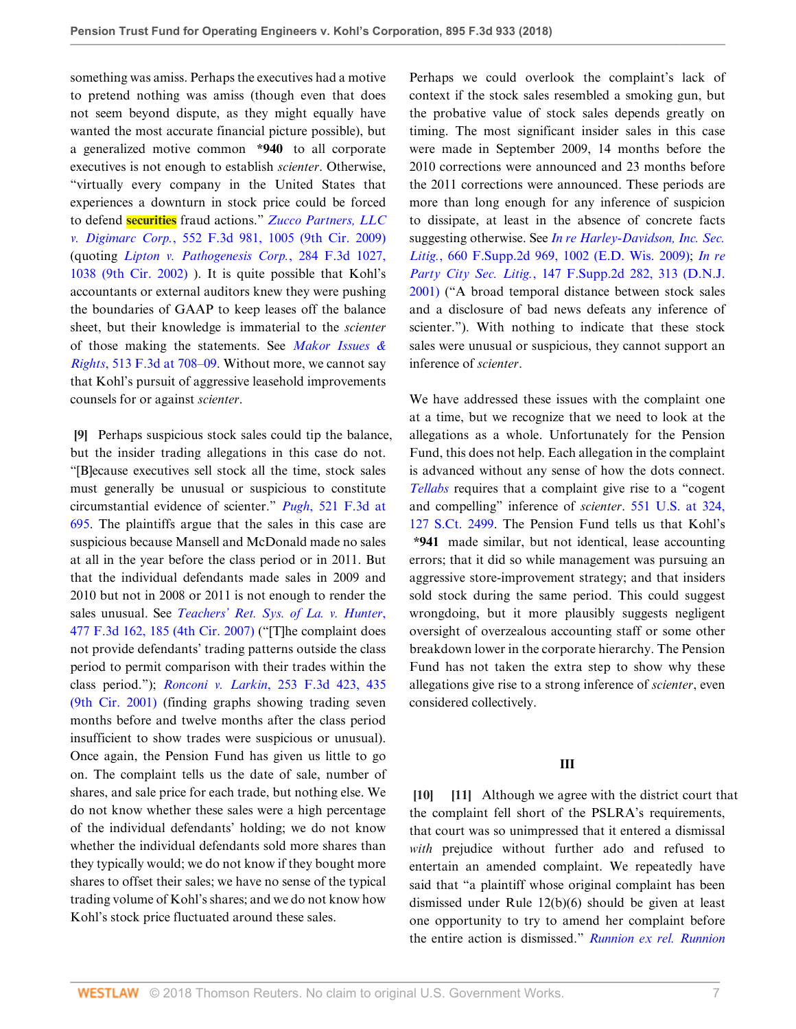something was amiss. Perhaps the executives had a motive to pretend nothing was amiss (though even that does not seem beyond dispute, as they might equally have wanted the most accurate financial picture possible), but a generalized motive common **\*940** to all corporate executives is not enough to establish *scienter*. Otherwise, "virtually every company in the United States that experiences a downturn in stock price could be forced to defend securities fraud actions." *Zucco Partners, LLC v. Digimarc Corp.*, 552 F.3d 981, 1005 (9th Cir. 2009) (quoting *Lipton v. Pathogenesis Corp.*, 284 F.3d 1027, 1038 (9th Cir. 2002) ). It is quite possible that Kohl's accountants or external auditors knew they were pushing the boundaries of GAAP to keep leases off the balance sheet, but their knowledge is immaterial to the *scienter* of those making the statements. See *Makor Issues & Rights*, 513 F.3d at 708–09. Without more, we cannot say that Kohl's pursuit of aggressive leasehold improvements counsels for or against *scienter*.

**[9]** Perhaps suspicious stock sales could tip the balance, but the insider trading allegations in this case do not. "[B]ecause executives sell stock all the time, stock sales must generally be unusual or suspicious to constitute circumstantial evidence of scienter." *Pugh*, 521 F.3d at 695. The plaintiffs argue that the sales in this case are suspicious because Mansell and McDonald made no sales at all in the year before the class period or in 2011. But that the individual defendants made sales in 2009 and 2010 but not in 2008 or 2011 is not enough to render the sales unusual. See *Teachers' Ret. Sys. of La. v. Hunter*, 477 F.3d 162, 185 (4th Cir. 2007) ("[T]he complaint does not provide defendants' trading patterns outside the class period to permit comparison with their trades within the class period."); *Ronconi v. Larkin*, 253 F.3d 423, 435 (9th Cir. 2001) (finding graphs showing trading seven months before and twelve months after the class period insufficient to show trades were suspicious or unusual). Once again, the Pension Fund has given us little to go on. The complaint tells us the date of sale, number of shares, and sale price for each trade, but nothing else. We do not know whether these sales were a high percentage of the individual defendants' holding; we do not know whether the individual defendants sold more shares than they typically would; we do not know if they bought more shares to offset their sales; we have no sense of the typical trading volume of Kohl's shares; and we do not know how Kohl's stock price fluctuated around these sales.

Perhaps we could overlook the complaint's lack of context if the stock sales resembled a smoking gun, but the probative value of stock sales depends greatly on timing. The most significant insider sales in this case were made in September 2009, 14 months before the 2010 corrections were announced and 23 months before the 2011 corrections were announced. These periods are more than long enough for any inference of suspicion to dissipate, at least in the absence of concrete facts suggesting otherwise. See *In re Harley-Davidson, Inc. Sec. Litig.*, 660 F.Supp.2d 969, 1002 (E.D. Wis. 2009); *In re Party City Sec. Litig.*, 147 F.Supp.2d 282, 313 (D.N.J. 2001) ("A broad temporal distance between stock sales and a disclosure of bad news defeats any inference of scienter."). With nothing to indicate that these stock sales were unusual or suspicious, they cannot support an inference of *scienter*.

We have addressed these issues with the complaint one at a time, but we recognize that we need to look at the allegations as a whole. Unfortunately for the Pension Fund, this does not help. Each allegation in the complaint is advanced without any sense of how the dots connect. *Tellabs* requires that a complaint give rise to a "cogent and compelling" inference of *scienter*. 551 U.S. at 324, 127 S.Ct. 2499. The Pension Fund tells us that Kohl's **\*941** made similar, but not identical, lease accounting errors; that it did so while management was pursuing an aggressive store-improvement strategy; and that insiders sold stock during the same period. This could suggest wrongdoing, but it more plausibly suggests negligent oversight of overzealous accounting staff or some other breakdown lower in the corporate hierarchy. The Pension Fund has not taken the extra step to show why these allegations give rise to a strong inference of *scienter*, even considered collectively.

## III

**[10]** **[11]** Although we agree with the district court that the complaint fell short of the PSLRA's requirements, that court was so unimpressed that it entered a dismissal *with* prejudice without further ado and refused to entertain an amended complaint. We repeatedly have said that "a plaintiff whose original complaint has been dismissed under Rule 12(b)(6) should be given at least one opportunity to try to amend her complaint before the entire action is dismissed." *Runnion ex rel. Runnion*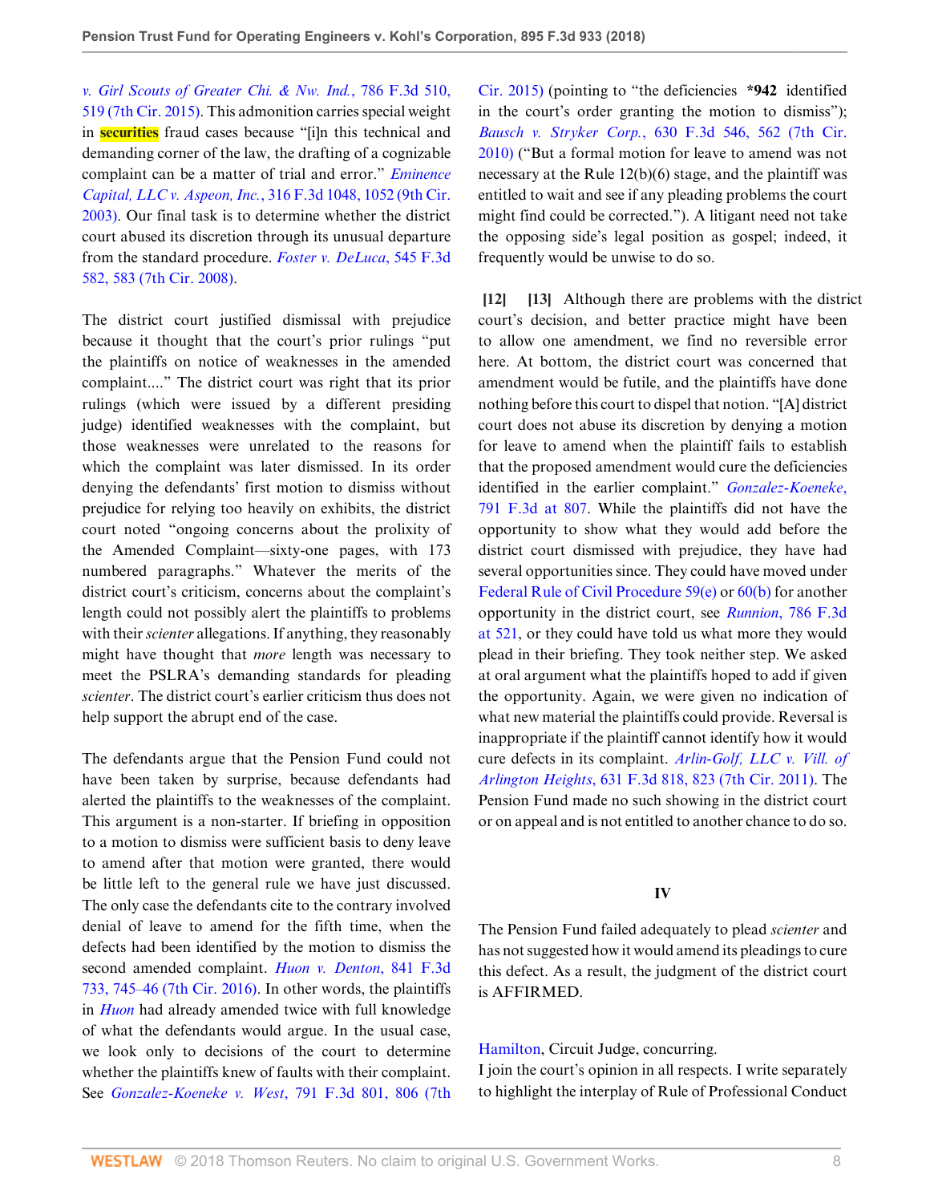*v. Girl Scouts of Greater Chi. & Nw. Ind.*, 786 F.3d 510, 519 (7th Cir. 2015). This admonition carries special weight in securities fraud cases because "[i]n this technical and demanding corner of the law, the drafting of a cognizable complaint can be a matter of trial and error." *Eminence Capital, LLC v. Aspeon, Inc.*, 316 F.3d 1048, 1052 (9th Cir. 2003). Our final task is to determine whether the district court abused its discretion through its unusual departure from the standard procedure. *Foster v. DeLuca*, 545 F.3d 582, 583 (7th Cir. 2008).

The district court justified dismissal with prejudice because it thought that the court's prior rulings "put the plaintiffs on notice of weaknesses in the amended complaint...." The district court was right that its prior rulings (which were issued by a different presiding judge) identified weaknesses with the complaint, but those weaknesses were unrelated to the reasons for which the complaint was later dismissed. In its order denying the defendants' first motion to dismiss without prejudice for relying too heavily on exhibits, the district court noted "ongoing concerns about the prolixity of the Amended Complaint—sixty-one pages, with 173 numbered paragraphs." Whatever the merits of the district court's criticism, concerns about the complaint's length could not possibly alert the plaintiffs to problems with their *scienter* allegations. If anything, they reasonably might have thought that *more* length was necessary to meet the PSLRA's demanding standards for pleading *scienter*. The district court's earlier criticism thus does not help support the abrupt end of the case.

The defendants argue that the Pension Fund could not have been taken by surprise, because defendants had alerted the plaintiffs to the weaknesses of the complaint. This argument is a non-starter. If briefing in opposition to a motion to dismiss were sufficient basis to deny leave to amend after that motion were granted, there would be little left to the general rule we have just discussed. The only case the defendants cite to the contrary involved denial of leave to amend for the fifth time, when the defects had been identified by the motion to dismiss the second amended complaint. *Huon v. Denton*, 841 F.3d 733, 745–46 (7th Cir. 2016). In other words, the plaintiffs in *Huon* had already amended twice with full knowledge of what the defendants would argue. In the usual case, we look only to decisions of the court to determine whether the plaintiffs knew of faults with their complaint. See *Gonzalez-Koeneke v. West*, 791 F.3d 801, 806 (7th Cir. 2015) (pointing to "the deficiencies **\*942** identified in the court's order granting the motion to dismiss"); *Bausch v. Stryker Corp.*, 630 F.3d 546, 562 (7th Cir. 2010) ("But a formal motion for leave to amend was not necessary at the Rule 12(b)(6) stage, and the plaintiff was entitled to wait and see if any pleading problems the court might find could be corrected."). A litigant need not take the opposing side's legal position as gospel; indeed, it frequently would be unwise to do so.

**[12]** **[13]** Although there are problems with the district court's decision, and better practice might have been to allow one amendment, we find no reversible error here. At bottom, the district court was concerned that amendment would be futile, and the plaintiffs have done nothing before this court to dispel that notion. "[A] district court does not abuse its discretion by denying a motion for leave to amend when the plaintiff fails to establish that the proposed amendment would cure the deficiencies identified in the earlier complaint." *Gonzalez-Koeneke*, 791 F.3d at 807. While the plaintiffs did not have the opportunity to show what they would add before the district court dismissed with prejudice, they have had several opportunities since. They could have moved under Federal Rule of Civil Procedure 59(e) or 60(b) for another opportunity in the district court, see *Runnion*, 786 F.3d at 521, or they could have told us what more they would plead in their briefing. They took neither step. We asked at oral argument what the plaintiffs hoped to add if given the opportunity. Again, we were given no indication of what new material the plaintiffs could provide. Reversal is inappropriate if the plaintiff cannot identify how it would cure defects in its complaint. *Arlin-Golf, LLC v. Vill. of Arlington Heights*, 631 F.3d 818, 823 (7th Cir. 2011). The Pension Fund made no such showing in the district court or on appeal and is not entitled to another chance to do so.

## IV

The Pension Fund failed adequately to plead *scienter* and has not suggested how it would amend its pleadings to cure this defect. As a result, the judgment of the district court is AFFIRMED.

Hamilton, Circuit Judge, concurring.

I join the court's opinion in all respects. I write separately to highlight the interplay of Rule of Professional Conduct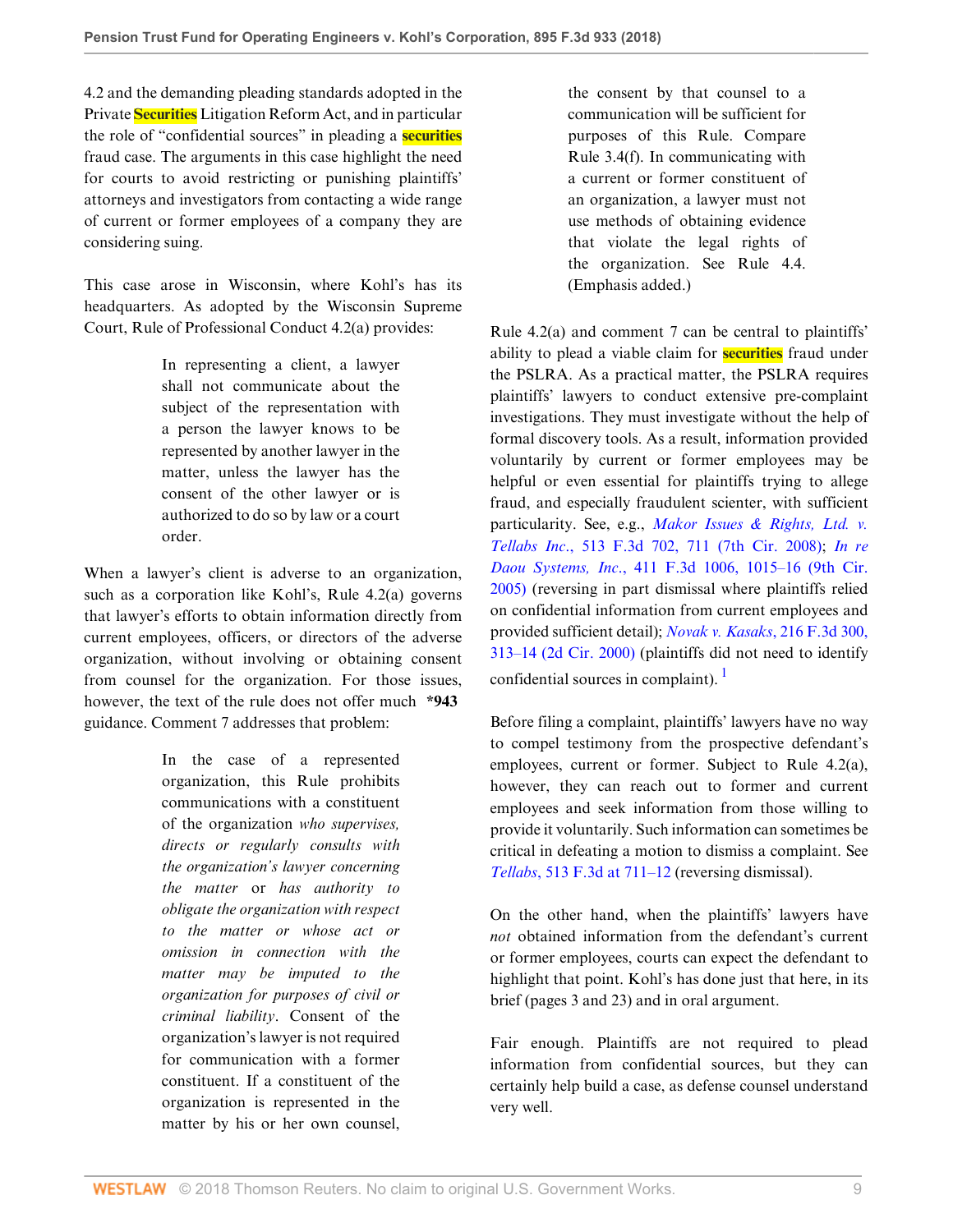4.2 and the demanding pleading standards adopted in the Private Securities Litigation Reform Act, and in particular the role of "confidential sources" in pleading a securities fraud case. The arguments in this case highlight the need for courts to avoid restricting or punishing plaintiffs' attorneys and investigators from contacting a wide range of current or former employees of a company they are considering suing.

This case arose in Wisconsin, where Kohl's has its headquarters. As adopted by the Wisconsin Supreme Court, Rule of Professional Conduct 4.2(a) provides:

> In representing a client, a lawyer shall not communicate about the subject of the representation with a person the lawyer knows to be represented by another lawyer in the matter, unless the lawyer has the consent of the other lawyer or is authorized to do so by law or a court order.

When a lawyer's client is adverse to an organization, such as a corporation like Kohl's, Rule 4.2(a) governs that lawyer's efforts to obtain information directly from current employees, officers, or directors of the adverse organization, without involving or obtaining consent from counsel for the organization. For those issues, however, the text of the rule does not offer much **\*943** guidance. Comment 7 addresses that problem:

> In the case of a represented organization, this Rule prohibits communications with a constituent of the organization *who supervises, directs or regularly consults with the organization's lawyer concerning the matter* or *has authority to obligate the organization with respect to the matter or whose act or omission in connection with the matter may be imputed to the organization for purposes of civil or criminal liability*. Consent of the organization's lawyer is not required for communication with a former constituent. If a constituent of the organization is represented in the matter by his or her own counsel, the consent by that counsel to a communication will be sufficient for purposes of this Rule. Compare Rule 3.4(f). In communicating with a current or former constituent of an organization, a lawyer must not use methods of obtaining evidence that violate the legal rights of the organization. See Rule 4.4. (Emphasis added.)

Rule 4.2(a) and comment 7 can be central to plaintiffs' ability to plead a viable claim for securities fraud under the PSLRA. As a practical matter, the PSLRA requires plaintiffs' lawyers to conduct extensive pre-complaint investigations. They must investigate without the help of formal discovery tools. As a result, information provided voluntarily by current or former employees may be helpful or even essential for plaintiffs trying to allege fraud, and especially fraudulent scienter, with sufficient particularity. See, e.g., *Makor Issues & Rights, Ltd. v. Tellabs Inc.*, 513 F.3d 702, 711 (7th Cir. 2008); *In re Daou Systems, Inc.*, 411 F.3d 1006, 1015–16 (9th Cir. 2005) (reversing in part dismissal where plaintiffs relied on confidential information from current employees and provided sufficient detail); *Novak v. Kasaks*, 216 F.3d 300, 313–14 (2d Cir. 2000) (plaintiffs did not need to identify confidential sources in complaint). [1]

Before filing a complaint, plaintiffs' lawyers have no way to compel testimony from the prospective defendant's employees, current or former. Subject to Rule 4.2(a), however, they can reach out to former and current employees and seek information from those willing to provide it voluntarily. Such information can sometimes be critical in defeating a motion to dismiss a complaint. See *Tellabs*, 513 F.3d at 711–12 (reversing dismissal).

On the other hand, when the plaintiffs' lawyers have *not* obtained information from the defendant's current or former employees, courts can expect the defendant to highlight that point. Kohl's has done just that here, in its brief (pages 3 and 23) and in oral argument.

Fair enough. Plaintiffs are not required to plead information from confidential sources, but they can certainly help build a case, as defense counsel understand very well.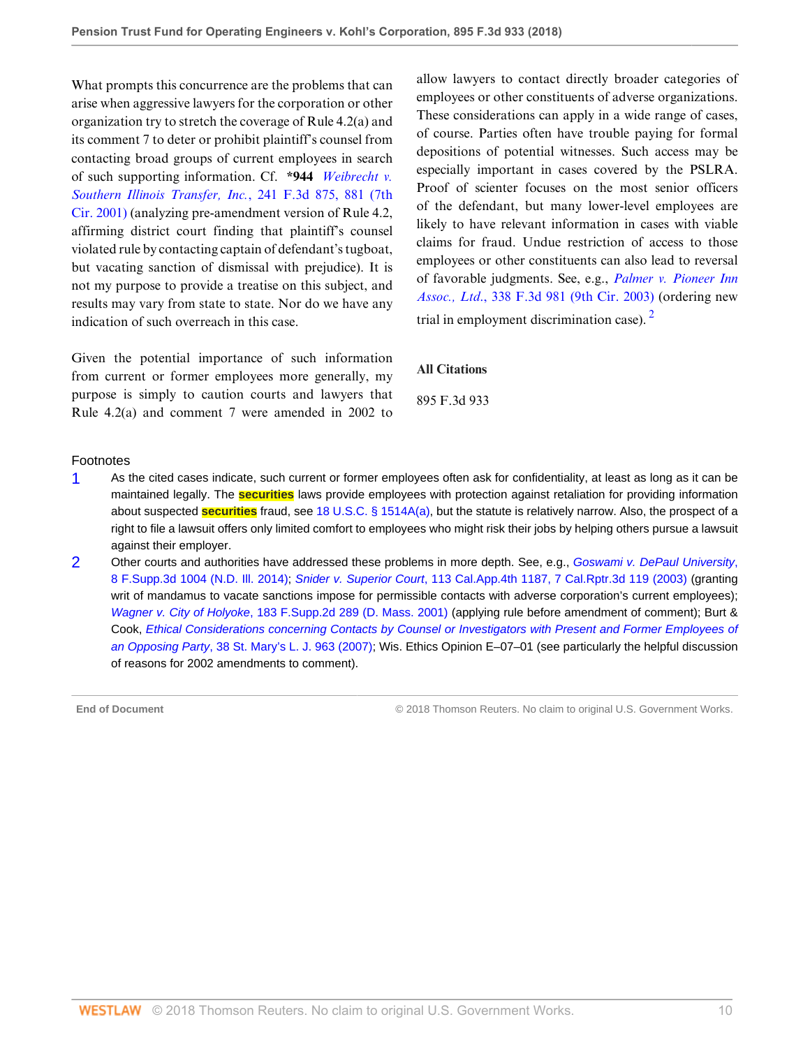What prompts this concurrence are the problems that can arise when aggressive lawyers for the corporation or other organization try to stretch the coverage of Rule 4.2(a) and its comment 7 to deter or prohibit plaintiff's counsel from contacting broad groups of current employees in search of such supporting information. Cf. **\*944** *Weibrecht v. Southern Illinois Transfer, Inc.*, 241 F.3d 875, 881 (7th Cir. 2001) (analyzing pre-amendment version of Rule 4.2, affirming district court finding that plaintiff's counsel violated rule by contacting captain of defendant's tugboat, but vacating sanction of dismissal with prejudice). It is not my purpose to provide a treatise on this subject, and results may vary from state to state. Nor do we have any indication of such overreach in this case.

Given the potential importance of such information from current or former employees more generally, my purpose is simply to caution courts and lawyers that Rule 4.2(a) and comment 7 were amended in 2002 to allow lawyers to contact directly broader categories of employees or other constituents of adverse organizations. These considerations can apply in a wide range of cases, of course. Parties often have trouble paying for formal depositions of potential witnesses. Such access may be especially important in cases covered by the PSLRA. Proof of scienter focuses on the most senior officers of the defendant, but many lower-level employees are likely to have relevant information in cases with viable claims for fraud. Undue restriction of access to those employees or other constituents can also lead to reversal of favorable judgments. See, e.g., *Palmer v. Pioneer Inn Assoc., Ltd.*, 338 F.3d 981 (9th Cir. 2003) (ordering new trial in employment discrimination case).[2]

### All Citations

895 F.3d 933

### Footnotes

1. As the cited cases indicate, such current or former employees often ask for confidentiality, at least as long as it can be maintained legally. The **securities** laws provide employees with protection against retaliation for providing information about suspected **securities** fraud, see 18 U.S.C. § 1514A(a), but the statute is relatively narrow. Also, the prospect of a right to file a lawsuit offers only limited comfort to employees who might risk their jobs by helping others pursue a lawsuit against their employer.

2. Other courts and authorities have addressed these problems in more depth. See, e.g., *Goswami v. DePaul University*, 8 F.Supp.3d 1004 (N.D. Ill. 2014); *Snider v. Superior Court*, 113 Cal.App.4th 1187, 7 Cal.Rptr.3d 119 (2003) (granting writ of mandamus to vacate sanctions impose for permissible contacts with adverse corporation's current employees); *Wagner v. City of Holyoke*, 183 F.Supp.2d 289 (D. Mass. 2001) (applying rule before amendment of comment); Burt & Cook, *Ethical Considerations concerning Contacts by Counsel or Investigators with Present and Former Employees of an Opposing Party*, 38 St. Mary's L. J. 963 (2007); Wis. Ethics Opinion E–07–01 (see particularly the helpful discussion of reasons for 2002 amendments to comment).

End of Document © 2018 Thomson Reuters. No claim to original U.S. Government Works.